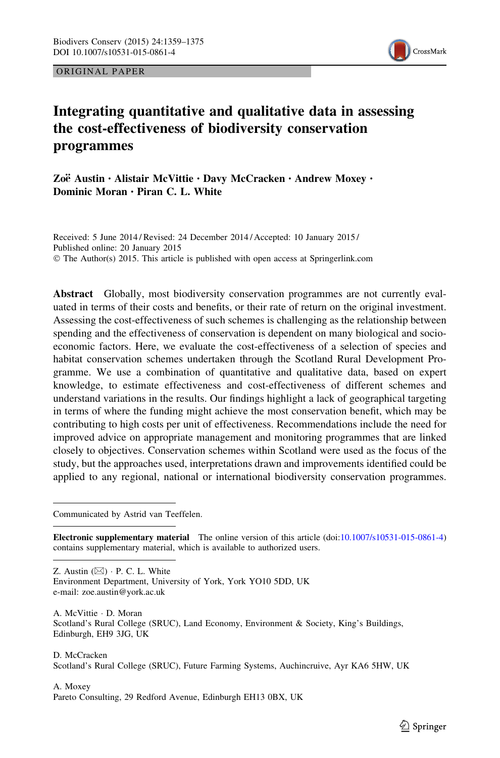ORIGINAL PAPER

# Integrating quantitative and qualitative data in assessing the cost-effectiveness of biodiversity conservation programmes

**Zoë Austin · Alistair McVittie · Davy McCracken · Andrew Moxey · Dominic Moran · Piran C. L. White**

Received: 5 June 2014 / Revised: 24 December 2014 / Accepted: 10 January 2015 / Published online: 20 January 2015
© The Author(s) 2015. This article is published with open access at Springerlink.com

**Abstract** Globally, most biodiversity conservation programmes are not currently evaluated in terms of their costs and benefits, or their rate of return on the original investment. Assessing the cost-effectiveness of such schemes is challenging as the relationship between spending and the effectiveness of conservation is dependent on many biological and socio-economic factors. Here, we evaluate the cost-effectiveness of a selection of species and habitat conservation schemes undertaken through the Scotland Rural Development Programme. We use a combination of quantitative and qualitative data, based on expert knowledge, to estimate effectiveness and cost-effectiveness of different schemes and understand variations in the results. Our findings highlight a lack of geographical targeting in terms of where the funding might achieve the most conservation benefit, which may be contributing to high costs per unit of effectiveness. Recommendations include the need for improved advice on appropriate management and monitoring programmes that are linked closely to objectives. Conservation schemes within Scotland were used as the focus of the study, but the approaches used, interpretations drawn and improvements identified could be applied to any regional, national or international biodiversity conservation programmes.

---

Communicated by Astrid van Teeffelen.

**Electronic supplementary material** The online version of this article (doi:10.1007/s10531-015-0861-4) contains supplementary material, which is available to authorized users.

---

Z. Austin (✉) · P. C. L. White
Environment Department, University of York, York YO10 5DD, UK
e-mail: zoe.austin@york.ac.uk

A. McVittie · D. Moran
Scotland's Rural College (SRUC), Land Economy, Environment & Society, King's Buildings, Edinburgh, EH9 3JG, UK

D. McCracken
Scotland's Rural College (SRUC), Future Farming Systems, Auchincruive, Ayr KA6 5HW, UK

A. Moxey
Pareto Consulting, 29 Redford Avenue, Edinburgh EH13 0BX, UK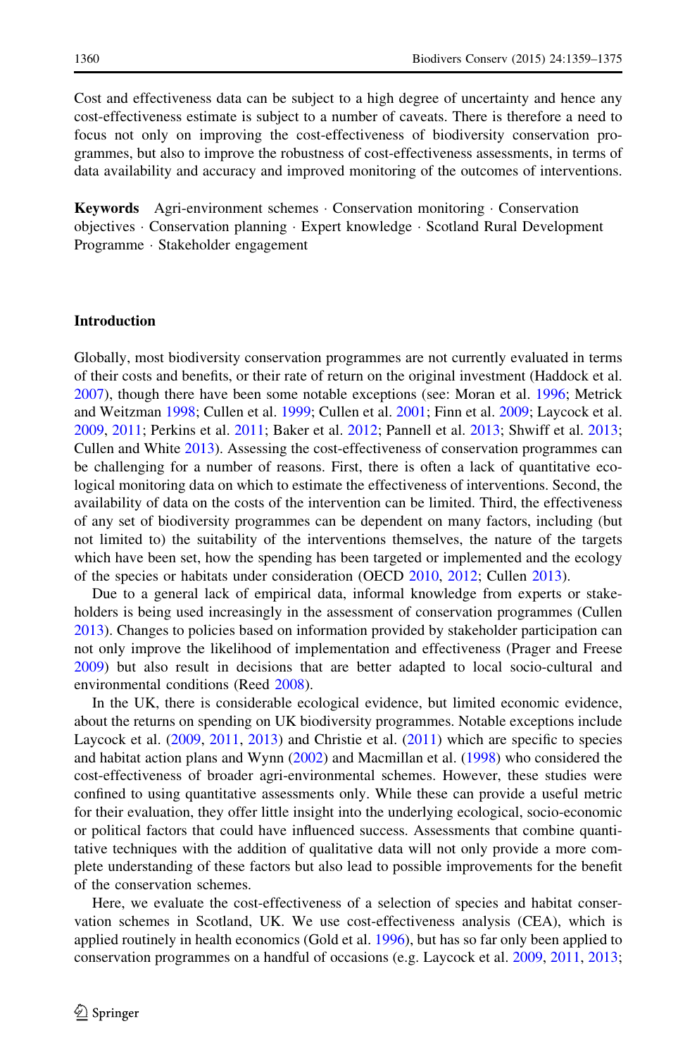Cost and effectiveness data can be subject to a high degree of uncertainty and hence any cost-effectiveness estimate is subject to a number of caveats. There is therefore a need to focus not only on improving the cost-effectiveness of biodiversity conservation programmes, but also to improve the robustness of cost-effectiveness assessments, in terms of data availability and accuracy and improved monitoring of the outcomes of interventions.

**Keywords** Agri-environment schemes · Conservation monitoring · Conservation objectives · Conservation planning · Expert knowledge · Scotland Rural Development Programme · Stakeholder engagement

## Introduction

Globally, most biodiversity conservation programmes are not currently evaluated in terms of their costs and benefits, or their rate of return on the original investment (Haddock et al. 2007), though there have been some notable exceptions (see: Moran et al. 1996; Metrick and Weitzman 1998; Cullen et al. 1999; Cullen et al. 2001; Finn et al. 2009; Laycock et al. 2009, 2011; Perkins et al. 2011; Baker et al. 2012; Pannell et al. 2013; Shwiff et al. 2013; Cullen and White 2013). Assessing the cost-effectiveness of conservation programmes can be challenging for a number of reasons. First, there is often a lack of quantitative ecological monitoring data on which to estimate the effectiveness of interventions. Second, the availability of data on the costs of the intervention can be limited. Third, the effectiveness of any set of biodiversity programmes can be dependent on many factors, including (but not limited to) the suitability of the interventions themselves, the nature of the targets which have been set, how the spending has been targeted or implemented and the ecology of the species or habitats under consideration (OECD 2010, 2012; Cullen 2013).

Due to a general lack of empirical data, informal knowledge from experts or stakeholders is being used increasingly in the assessment of conservation programmes (Cullen 2013). Changes to policies based on information provided by stakeholder participation can not only improve the likelihood of implementation and effectiveness (Prager and Freese 2009) but also result in decisions that are better adapted to local socio-cultural and environmental conditions (Reed 2008).

In the UK, there is considerable ecological evidence, but limited economic evidence, about the returns on spending on UK biodiversity programmes. Notable exceptions include Laycock et al. (2009, 2011, 2013) and Christie et al. (2011) which are specific to species and habitat action plans and Wynn (2002) and Macmillan et al. (1998) who considered the cost-effectiveness of broader agri-environmental schemes. However, these studies were confined to using quantitative assessments only. While these can provide a useful metric for their evaluation, they offer little insight into the underlying ecological, socio-economic or political factors that could have influenced success. Assessments that combine quantitative techniques with the addition of qualitative data will not only provide a more complete understanding of these factors but also lead to possible improvements for the benefit of the conservation schemes.

Here, we evaluate the cost-effectiveness of a selection of species and habitat conservation schemes in Scotland, UK. We use cost-effectiveness analysis (CEA), which is applied routinely in health economics (Gold et al. 1996), but has so far only been applied to conservation programmes on a handful of occasions (e.g. Laycock et al. 2009, 2011, 2013;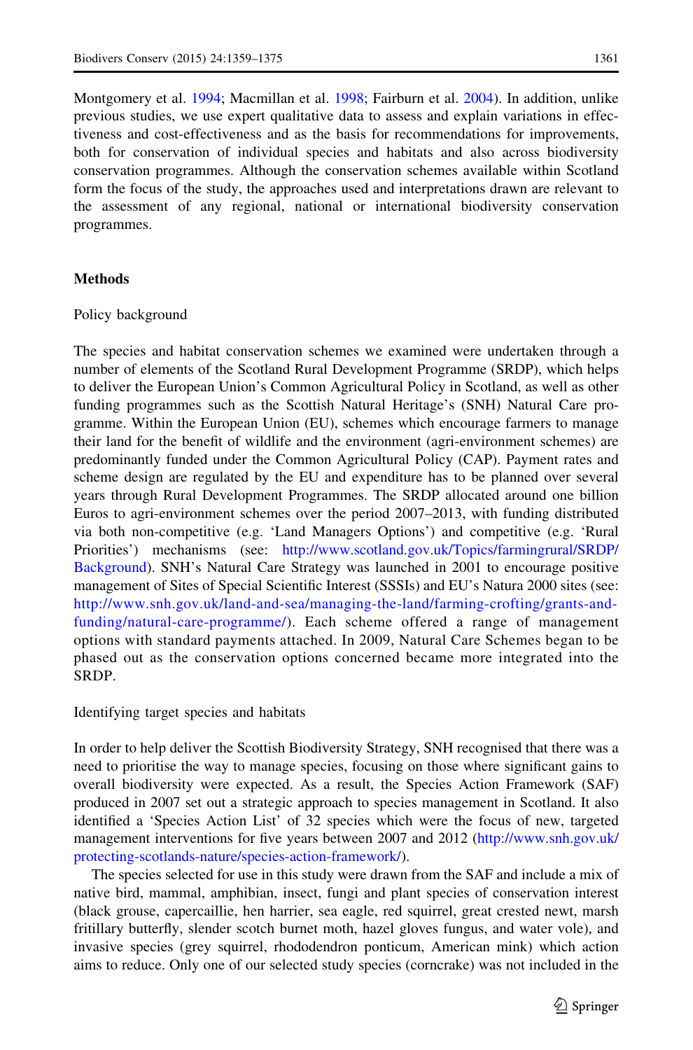Montgomery et al. 1994; Macmillan et al. 1998; Fairburn et al. 2004). In addition, unlike previous studies, we use expert qualitative data to assess and explain variations in effectiveness and cost-effectiveness and as the basis for recommendations for improvements, both for conservation of individual species and habitats and also across biodiversity conservation programmes. Although the conservation schemes available within Scotland form the focus of the study, the approaches used and interpretations drawn are relevant to the assessment of any regional, national or international biodiversity conservation programmes.

## Methods

### Policy background

The species and habitat conservation schemes we examined were undertaken through a number of elements of the Scotland Rural Development Programme (SRDP), which helps to deliver the European Union's Common Agricultural Policy in Scotland, as well as other funding programmes such as the Scottish Natural Heritage's (SNH) Natural Care programme. Within the European Union (EU), schemes which encourage farmers to manage their land for the benefit of wildlife and the environment (agri-environment schemes) are predominantly funded under the Common Agricultural Policy (CAP). Payment rates and scheme design are regulated by the EU and expenditure has to be planned over several years through Rural Development Programmes. The SRDP allocated around one billion Euros to agri-environment schemes over the period 2007–2013, with funding distributed via both non-competitive (e.g. 'Land Managers Options') and competitive (e.g. 'Rural Priorities') mechanisms (see: http://www.scotland.gov.uk/Topics/farmingrural/SRDP/Background). SNH's Natural Care Strategy was launched in 2001 to encourage positive management of Sites of Special Scientific Interest (SSSIs) and EU's Natura 2000 sites (see: http://www.snh.gov.uk/land-and-sea/managing-the-land/farming-crofting/grants-and-funding/natural-care-programme/). Each scheme offered a range of management options with standard payments attached. In 2009, Natural Care Schemes began to be phased out as the conservation options concerned became more integrated into the SRDP.

### Identifying target species and habitats

In order to help deliver the Scottish Biodiversity Strategy, SNH recognised that there was a need to prioritise the way to manage species, focusing on those where significant gains to overall biodiversity were expected. As a result, the Species Action Framework (SAF) produced in 2007 set out a strategic approach to species management in Scotland. It also identified a 'Species Action List' of 32 species which were the focus of new, targeted management interventions for five years between 2007 and 2012 (http://www.snh.gov.uk/protecting-scotlands-nature/species-action-framework/).

The species selected for use in this study were drawn from the SAF and include a mix of native bird, mammal, amphibian, insect, fungi and plant species of conservation interest (black grouse, capercaillie, hen harrier, sea eagle, red squirrel, great crested newt, marsh fritillary butterfly, slender scotch burnet moth, hazel gloves fungus, and water vole), and invasive species (grey squirrel, rhododendron ponticum, American mink) which action aims to reduce. Only one of our selected study species (corncrake) was not included in the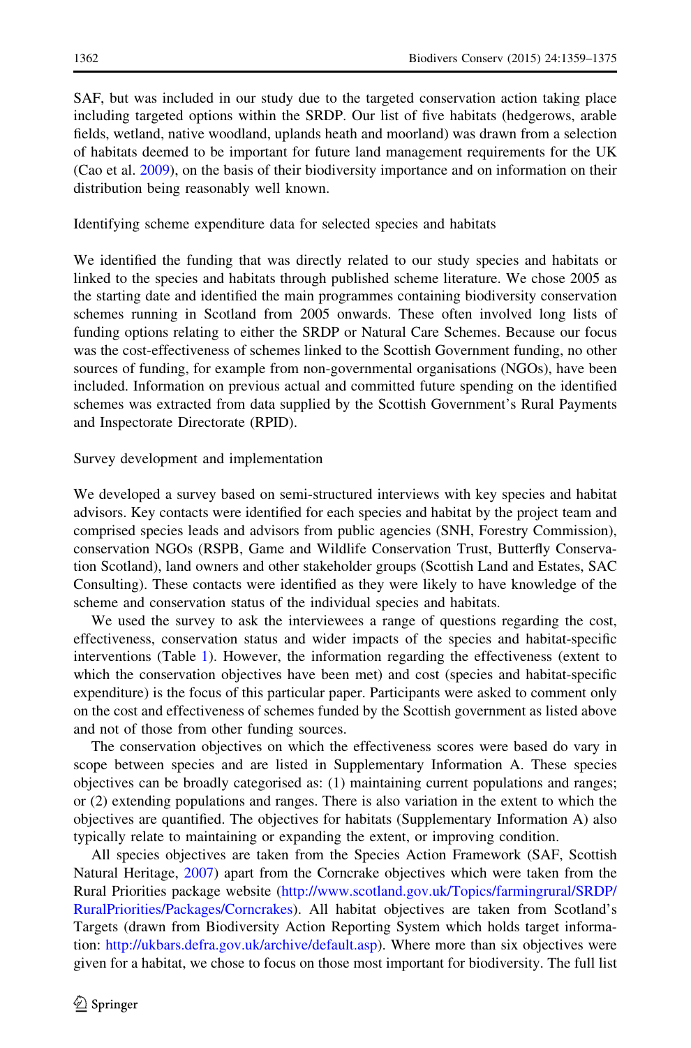SAF, but was included in our study due to the targeted conservation action taking place including targeted options within the SRDP. Our list of five habitats (hedgerows, arable fields, wetland, native woodland, uplands heath and moorland) was drawn from a selection of habitats deemed to be important for future land management requirements for the UK (Cao et al. 2009), on the basis of their biodiversity importance and on information on their distribution being reasonably well known.

### Identifying scheme expenditure data for selected species and habitats

We identified the funding that was directly related to our study species and habitats or linked to the species and habitats through published scheme literature. We chose 2005 as the starting date and identified the main programmes containing biodiversity conservation schemes running in Scotland from 2005 onwards. These often involved long lists of funding options relating to either the SRDP or Natural Care Schemes. Because our focus was the cost-effectiveness of schemes linked to the Scottish Government funding, no other sources of funding, for example from non-governmental organisations (NGOs), have been included. Information on previous actual and committed future spending on the identified schemes was extracted from data supplied by the Scottish Government's Rural Payments and Inspectorate Directorate (RPID).

### Survey development and implementation

We developed a survey based on semi-structured interviews with key species and habitat advisors. Key contacts were identified for each species and habitat by the project team and comprised species leads and advisors from public agencies (SNH, Forestry Commission), conservation NGOs (RSPB, Game and Wildlife Conservation Trust, Butterfly Conservation Scotland), land owners and other stakeholder groups (Scottish Land and Estates, SAC Consulting). These contacts were identified as they were likely to have knowledge of the scheme and conservation status of the individual species and habitats.

We used the survey to ask the interviewees a range of questions regarding the cost, effectiveness, conservation status and wider impacts of the species and habitat-specific interventions (Table 1). However, the information regarding the effectiveness (extent to which the conservation objectives have been met) and cost (species and habitat-specific expenditure) is the focus of this particular paper. Participants were asked to comment only on the cost and effectiveness of schemes funded by the Scottish government as listed above and not of those from other funding sources.

The conservation objectives on which the effectiveness scores were based do vary in scope between species and are listed in Supplementary Information A. These species objectives can be broadly categorised as: (1) maintaining current populations and ranges; or (2) extending populations and ranges. There is also variation in the extent to which the objectives are quantified. The objectives for habitats (Supplementary Information A) also typically relate to maintaining or expanding the extent, or improving condition.

All species objectives are taken from the Species Action Framework (SAF, Scottish Natural Heritage, 2007) apart from the Corncrake objectives which were taken from the Rural Priorities package website (http://www.scotland.gov.uk/Topics/farmingrural/SRDP/RuralPriorities/Packages/Corncrakes). All habitat objectives are taken from Scotland's Targets (drawn from Biodiversity Action Reporting System which holds target information: http://ukbars.defra.gov.uk/archive/default.asp). Where more than six objectives were given for a habitat, we chose to focus on those most important for biodiversity. The full list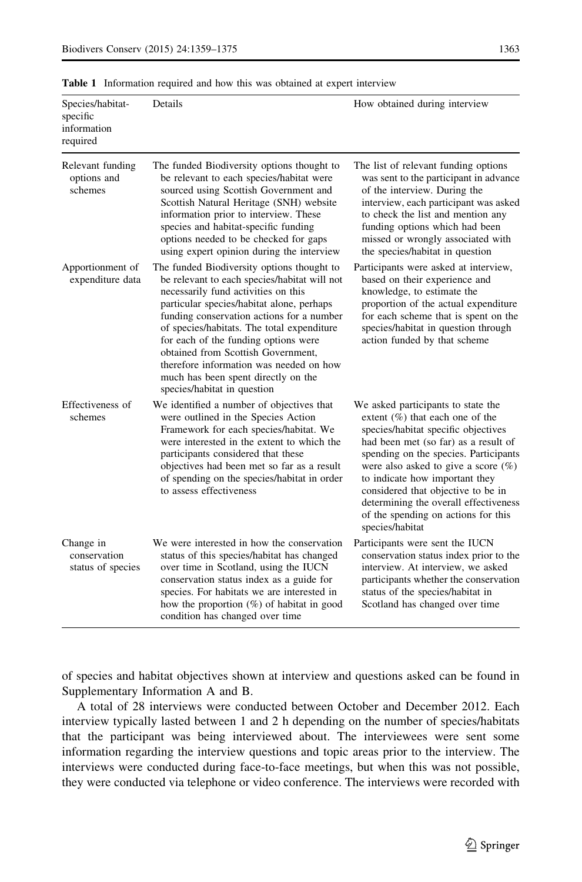**Table 1** Information required and how this was obtained at expert interview

| Species/habitat-specific information required | Details | How obtained during interview |
|---|---|---|
| Relevant funding options and schemes | The funded Biodiversity options thought to be relevant to each species/habitat were sourced using Scottish Government and Scottish Natural Heritage (SNH) website information prior to interview. These species and habitat-specific funding options needed to be checked for gaps using expert opinion during the interview | The list of relevant funding options was sent to the participant in advance of the interview. During the interview, each participant was asked to check the list and mention any funding options which had been missed or wrongly associated with the species/habitat in question |
| Apportionment of expenditure data | The funded Biodiversity options thought to be relevant to each species/habitat will not necessarily fund activities on this particular species/habitat alone, perhaps funding conservation actions for a number of species/habitats. The total expenditure for each of the funding options were obtained from Scottish Government, therefore information was needed on how much has been spent directly on the species/habitat in question | Participants were asked at interview, based on their experience and knowledge, to estimate the proportion of the actual expenditure for each scheme that is spent on the species/habitat in question through action funded by that scheme |
| Effectiveness of schemes | We identified a number of objectives that were outlined in the Species Action Framework for each species/habitat. We were interested in the extent to which the participants considered that these objectives had been met so far as a result of spending on the species/habitat in order to assess effectiveness | We asked participants to state the extent (%) that each one of the species/habitat specific objectives had been met (so far) as a result of spending on the species. Participants were also asked to give a score (%) to indicate how important they considered that objective to be in determining the overall effectiveness of the spending on actions for this species/habitat |
| Change in conservation status of species | We were interested in how the conservation status of this species/habitat has changed over time in Scotland, using the IUCN conservation status index as a guide for species. For habitats we are interested in how the proportion (%) of habitat in good condition has changed over time | Participants were sent the IUCN conservation status index prior to the interview. At interview, we asked participants whether the conservation status of the species/habitat in Scotland has changed over time |

of species and habitat objectives shown at interview and questions asked can be found in Supplementary Information A and B.

A total of 28 interviews were conducted between October and December 2012. Each interview typically lasted between 1 and 2 h depending on the number of species/habitats that the participant was being interviewed about. The interviewees were sent some information regarding the interview questions and topic areas prior to the interview. The interviews were conducted during face-to-face meetings, but when this was not possible, they were conducted via telephone or video conference. The interviews were recorded with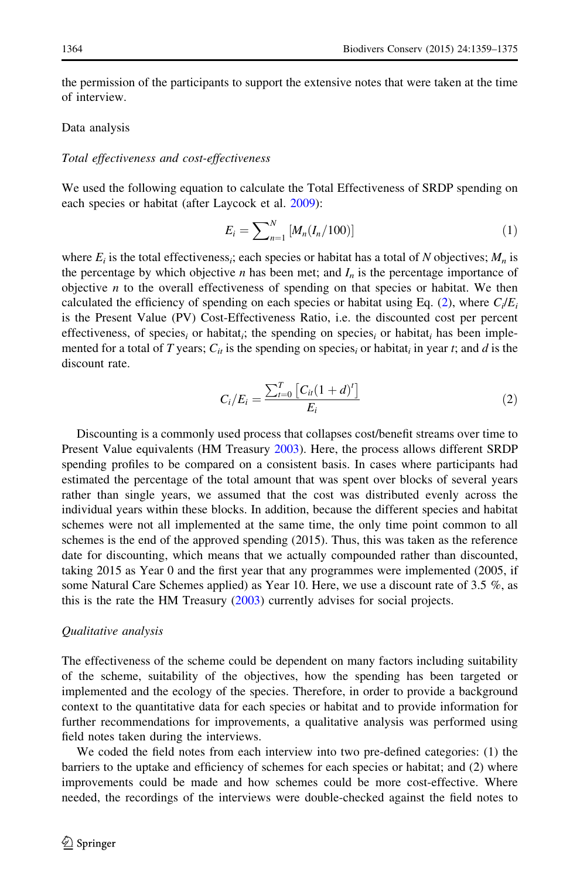the permission of the participants to support the extensive notes that were taken at the time of interview.

## Data analysis

### *Total effectiveness and cost-effectiveness*

We used the following equation to calculate the Total Effectiveness of SRDP spending on each species or habitat (after Laycock et al. 2009):

$$E_i = \sum\nolimits_{n=1}^{N} [M_n(I_n/100)] \tag{1}$$

where $E_i$ is the total effectiveness$_i$; each species or habitat has a total of $N$ objectives; $M_n$ is the percentage by which objective $n$ has been met; and $I_n$ is the percentage importance of objective $n$ to the overall effectiveness of spending on that species or habitat. We then calculated the efficiency of spending on each species or habitat using Eq. (2), where $C_i/E_i$ is the Present Value (PV) Cost-Effectiveness Ratio, i.e. the discounted cost per percent effectiveness, of species$_i$ or habitat$_i$; the spending on species$_i$ or habitat$_i$ has been implemented for a total of $T$ years; $C_{it}$ is the spending on species$_i$ or habitat$_i$ in year $t$; and $d$ is the discount rate.

$$C_i/E_i = \frac{\sum_{t=0}^{T} \left[C_{it}(1+d)^t\right]}{E_i} \tag{2}$$

Discounting is a commonly used process that collapses cost/benefit streams over time to Present Value equivalents (HM Treasury 2003). Here, the process allows different SRDP spending profiles to be compared on a consistent basis. In cases where participants had estimated the percentage of the total amount that was spent over blocks of several years rather than single years, we assumed that the cost was distributed evenly across the individual years within these blocks. In addition, because the different species and habitat schemes were not all implemented at the same time, the only time point common to all schemes is the end of the approved spending (2015). Thus, this was taken as the reference date for discounting, which means that we actually compounded rather than discounted, taking 2015 as Year 0 and the first year that any programmes were implemented (2005, if some Natural Care Schemes applied) as Year 10. Here, we use a discount rate of 3.5 %, as this is the rate the HM Treasury (2003) currently advises for social projects.

### *Qualitative analysis*

The effectiveness of the scheme could be dependent on many factors including suitability of the scheme, suitability of the objectives, how the spending has been targeted or implemented and the ecology of the species. Therefore, in order to provide a background context to the quantitative data for each species or habitat and to provide information for further recommendations for improvements, a qualitative analysis was performed using field notes taken during the interviews.

We coded the field notes from each interview into two pre-defined categories: (1) the barriers to the uptake and efficiency of schemes for each species or habitat; and (2) where improvements could be made and how schemes could be more cost-effective. Where needed, the recordings of the interviews were double-checked against the field notes to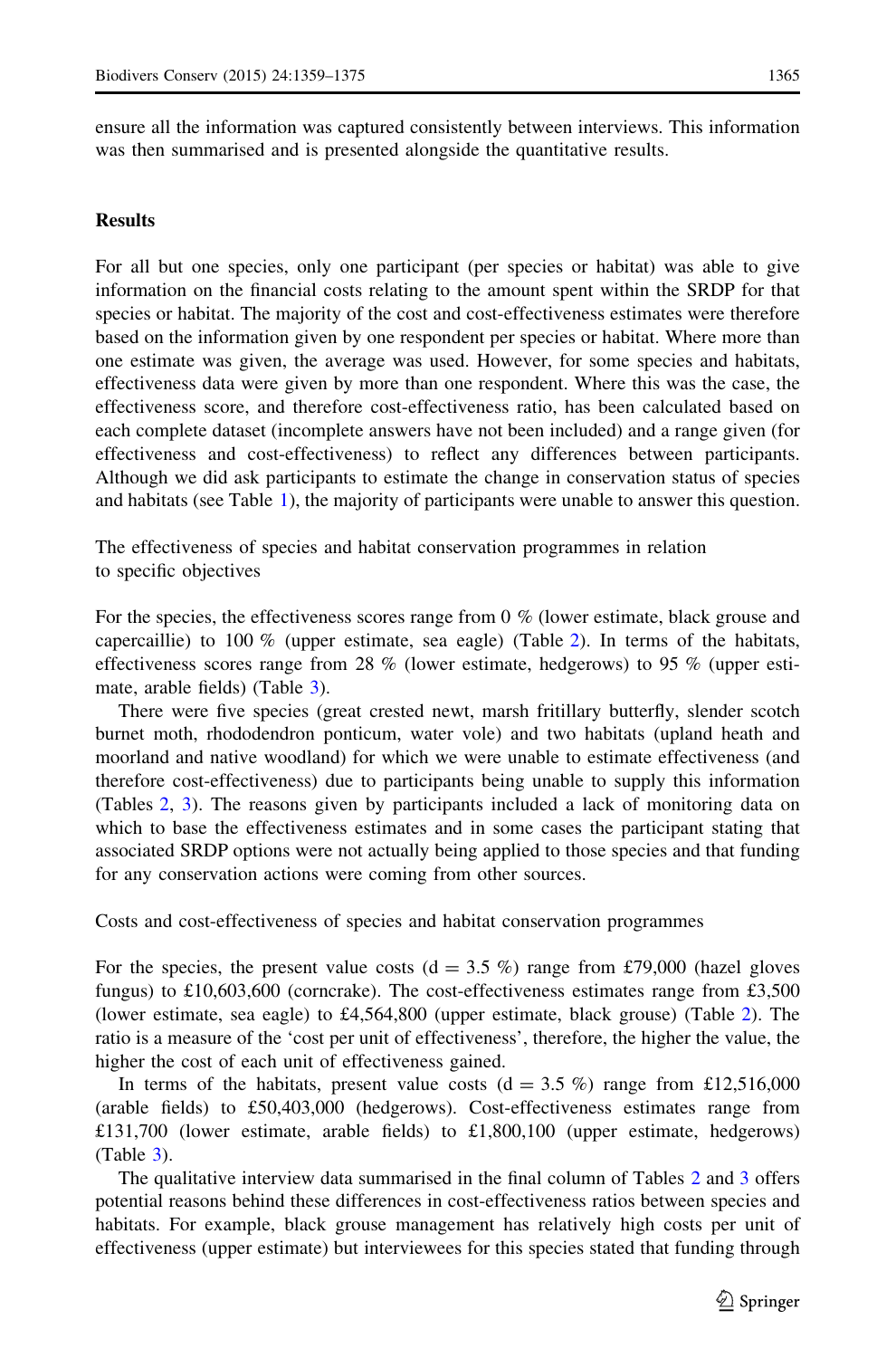ensure all the information was captured consistently between interviews. This information was then summarised and is presented alongside the quantitative results.

## Results

For all but one species, only one participant (per species or habitat) was able to give information on the financial costs relating to the amount spent within the SRDP for that species or habitat. The majority of the cost and cost-effectiveness estimates were therefore based on the information given by one respondent per species or habitat. Where more than one estimate was given, the average was used. However, for some species and habitats, effectiveness data were given by more than one respondent. Where this was the case, the effectiveness score, and therefore cost-effectiveness ratio, has been calculated based on each complete dataset (incomplete answers have not been included) and a range given (for effectiveness and cost-effectiveness) to reflect any differences between participants. Although we did ask participants to estimate the change in conservation status of species and habitats (see Table 1), the majority of participants were unable to answer this question.

### The effectiveness of species and habitat conservation programmes in relation to specific objectives

For the species, the effectiveness scores range from 0 % (lower estimate, black grouse and capercaillie) to 100 % (upper estimate, sea eagle) (Table 2). In terms of the habitats, effectiveness scores range from 28 % (lower estimate, hedgerows) to 95 % (upper estimate, arable fields) (Table 3).

There were five species (great crested newt, marsh fritillary butterfly, slender scotch burnet moth, rhododendron ponticum, water vole) and two habitats (upland heath and moorland and native woodland) for which we were unable to estimate effectiveness (and therefore cost-effectiveness) due to participants being unable to supply this information (Tables 2, 3). The reasons given by participants included a lack of monitoring data on which to base the effectiveness estimates and in some cases the participant stating that associated SRDP options were not actually being applied to those species and that funding for any conservation actions were coming from other sources.

### Costs and cost-effectiveness of species and habitat conservation programmes

For the species, the present value costs (d = 3.5 %) range from £79,000 (hazel gloves fungus) to £10,603,600 (corncrake). The cost-effectiveness estimates range from £3,500 (lower estimate, sea eagle) to £4,564,800 (upper estimate, black grouse) (Table 2). The ratio is a measure of the 'cost per unit of effectiveness', therefore, the higher the value, the higher the cost of each unit of effectiveness gained.

In terms of the habitats, present value costs (d = 3.5 %) range from £12,516,000 (arable fields) to £50,403,000 (hedgerows). Cost-effectiveness estimates range from £131,700 (lower estimate, arable fields) to £1,800,100 (upper estimate, hedgerows) (Table 3).

The qualitative interview data summarised in the final column of Tables 2 and 3 offers potential reasons behind these differences in cost-effectiveness ratios between species and habitats. For example, black grouse management has relatively high costs per unit of effectiveness (upper estimate) but interviewees for this species stated that funding through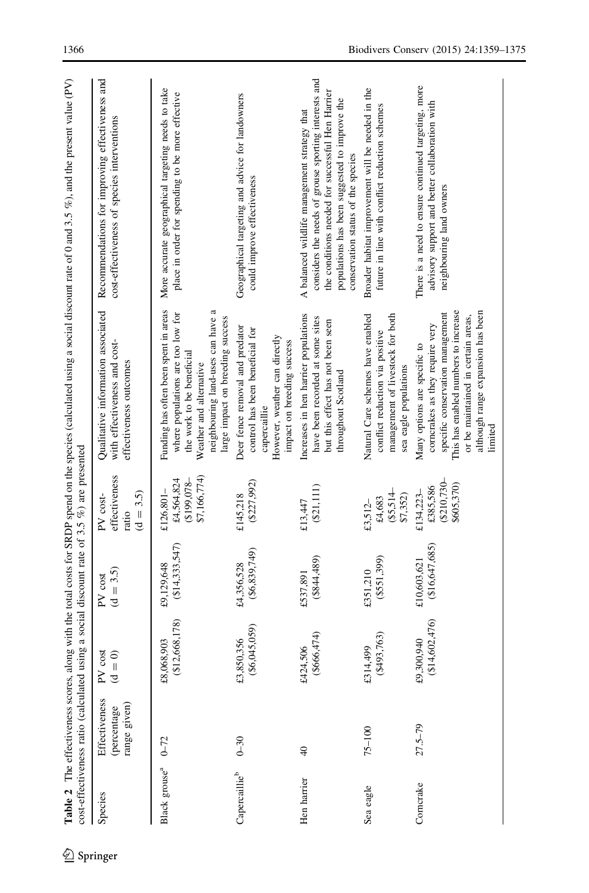**Table 2** The effectiveness scores, along with the total costs for SRDP spend on the species (calculated using a social discount rate of 0 and 3.5 %), and the present value (PV) cost-effectiveness ratio (calculated using a social discount rate of 3.5 %) are presented

| Species | Effectiveness (percentage range given) | PV cost (d = 0) | PV cost (d = 3.5) | PV cost-effectiveness ratio (d = 3.5) | Qualitative information associated with effectiveness and cost-effectiveness outcomes | Recommendations for improving effectiveness and cost-effectiveness of species interventions |
|---|---|---|---|---|---|---|
| Black grouse[a] | 0–72 | £8,068,903 ($12,668,178) | £9,129,648 ($14,333,547) | £126,801–£4,564,824 ($199,078–$7,166,774) | Funding has often been spent in areas where populations are too low for the work to be beneficial<br>Weather and alternative neighbouring land-uses can have a large impact on breeding success | More accurate geographical targeting needs to take place in order for spending to be more effective |
| Capercaillie[b] | 0–30 | £3,850,356 ($6,045,059) | £4,356,528 ($6,839,749) | £145,218 ($227,992) | Deer fence removal and predator control has been beneficial for capercaillie<br>However, weather can directly impact on breeding success | Geographical targeting and advice for landowners could improve effectiveness |
| Hen harrier | 40 | £424,506 ($666,474) | £537,891 ($844,489) | £13,447 ($21,111) | Increases in hen harrier populations have been recorded at some sites but this effect has not been seen throughout Scotland | A balanced wildlife management strategy that considers the needs of grouse sporting interests and the conditions needed for successful Hen Harrier populations has been suggested to improve the conservation status of the species |
| Sea eagle | 75–100 | £314,499 ($493,763) | £351,210 ($551,399) | £3,512–£4,683 ($5,514–$7,352) | Natural Care schemes have enabled conflict reduction via positive management of livestock for both sea eagle populations | Broader habitat improvement will be needed in the future in line with conflict reduction schemes |
| Corncrake | 27.5–79 | £9,300,940 ($14,602,476) | £10,603,621 ($16,647,685) | £134,223–£385,586 ($210,730–$605,370) | Many options are specific to corncrakes as they require very specific conservation management<br>This has enabled numbers to increase or be maintained in certain areas, although range expansion has been limited | There is a need to ensure continued targeting, more advisory support and better collaboration with neighbouring land owners |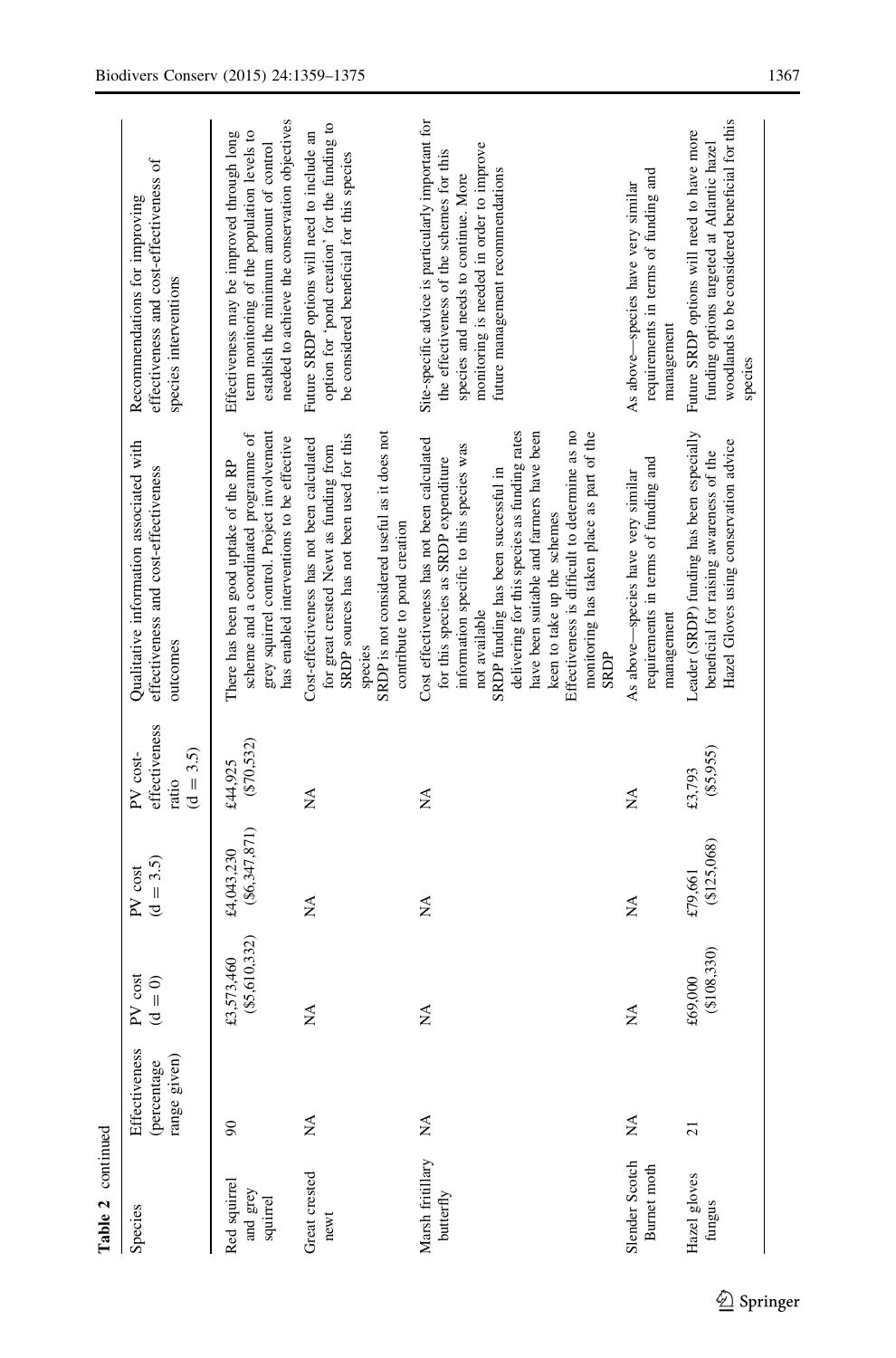**Table 2** continued

| Species | Effectiveness (percentage range given) | PV cost (d = 0) | PV cost (d = 3.5) | PV cost-effectiveness ratio (d = 3.5) | Qualitative information associated with effectiveness and cost-effectiveness outcomes | Recommendations for improving effectiveness and cost-effectiveness of species interventions |
|---|---|---|---|---|---|---|
| Red squirrel and grey squirrel | 90 | £3,573,460 ($5,610,332) | £4,043,230 ($6,347,871) | £44,925 ($70,532) | There has been good uptake of the RP scheme and a coordinated programme of grey squirrel control. Project involvement has enabled interventions to be effective | Effectiveness may be improved through long term monitoring of the population levels to establish the minimum amount of control needed to achieve the conservation objectives |
| Great crested newt | NA | NA | NA | NA | Cost-effectiveness has not been calculated for great crested Newt as funding from SRDP sources has not been used for this species<br>SRDP is not considered useful as it does not contribute to pond creation | Future SRDP options will need to include an option for 'pond creation' for the funding to be considered beneficial for this species |
| Marsh fritillary butterfly | NA | NA | NA | NA | Cost effectiveness has not been calculated for this species as SRDP expenditure information specific to this species was not available<br>SRDP funding has been successful in delivering for this species as funding rates have been suitable and farmers have been keen to take up the schemes<br>Effectiveness is difficult to determine as no monitoring has taken place as part of the SRDP | Site-specific advice is particularly important for the effectiveness of the schemes for this species and needs to continue. More monitoring is needed in order to improve future management recommendations |
| Slender Scotch Burnet moth | NA | NA | NA | NA | As above—species have very similar requirements in terms of funding and management | As above—species have very similar requirements in terms of funding and management |
| Hazel gloves fungus | 21 | £69,000 ($108,330) | £79,661 ($125,068) | £3,793 ($5,955) | Leader (SRDP) funding has been especially beneficial for raising awareness of the Hazel Gloves using conservation advice | Future SRDP options will need to have more funding options targeted at Atlantic hazel woodlands to be considered beneficial for this species |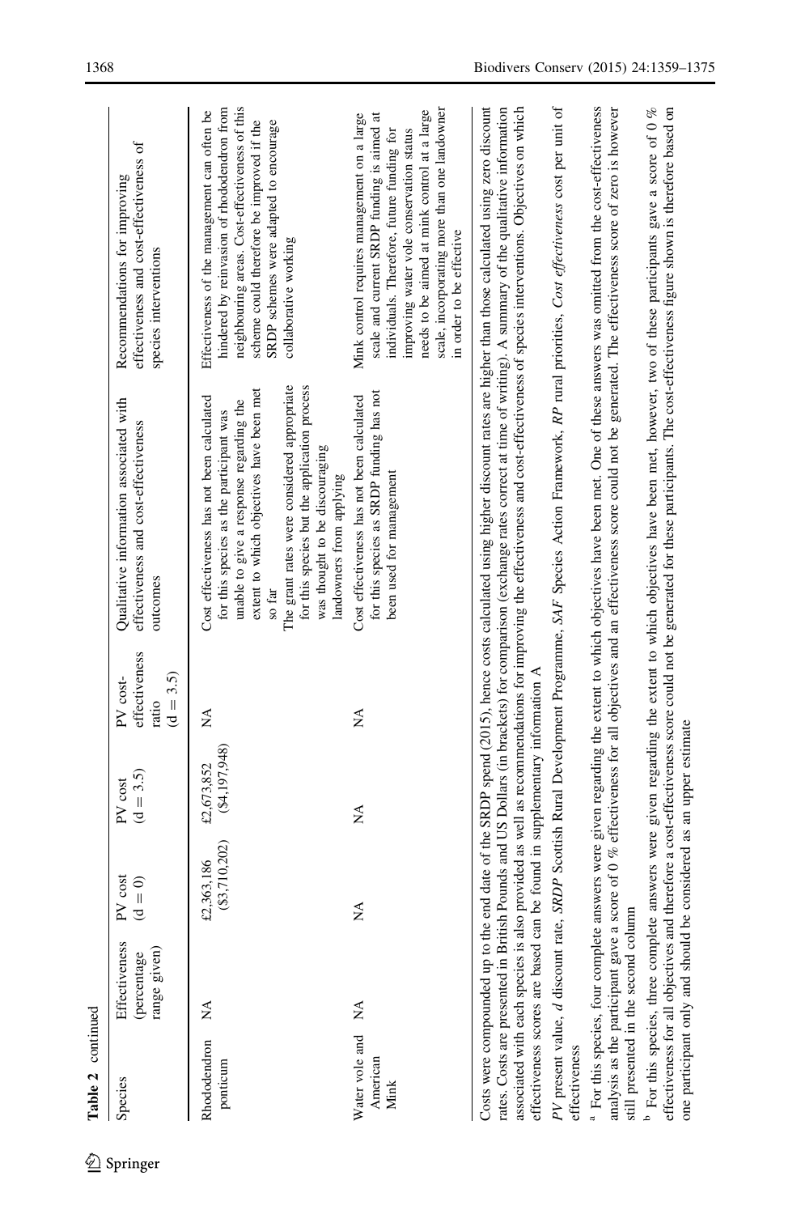**Table 2** continued

| Species | Effectiveness (percentage range given) | PV cost (d = 0) | PV cost (d = 3.5) | PV cost-effectiveness ratio (d = 3.5) | Qualitative information associated with effectiveness and cost-effectiveness outcomes | Recommendations for improving effectiveness and cost-effectiveness of species interventions |
|---|---|---|---|---|---|---|
| Rhododendron ponticum | NA | £2,363,186 ($3,710,202) | £2,673,852 ($4,197,948) | NA | Cost effectiveness has not been calculated for this species as the participant was unable to give a response regarding the extent to which objectives have been met so far<br>The grant rates were considered appropriate for this species but the application process was thought to be discouraging landowners from applying | Effectiveness of the management can often be hindered by reinvasion of rhododendron from neighbouring areas. Cost-effectiveness of this scheme could therefore be improved if the SRDP schemes were adapted to encourage collaborative working |
| Water vole and American Mink | NA | NA | NA | NA | Cost effectiveness has not been calculated for this species as SRDP funding has not been used for management | Mink control requires management on a large scale and current SRDP funding is aimed at individuals. Therefore, future funding for improving water vole conservation status needs to be aimed at mink control at a large scale, incorporating more than one landowner in order to be effective |

Costs were compounded up to the end date of the SRDP spend (2015), hence costs calculated using higher discount rates are higher than those calculated using zero discount rates. Costs are presented in British Pounds and US Dollars (in brackets) for comparison (exchange rates correct at time of writing). A summary of the qualitative information associated with each species is also provided as well as recommendations for improving the effectiveness and cost-effectiveness of species interventions. Objectives on which effectiveness scores are based can be found in supplementary information A

*PV* present value, *d* discount rate, *SRDP* Scottish Rural Development Programme, *SAF* Species Action Framework, *RP* rural priorities, *Cost effectiveness* cost per unit of effectiveness

[a] For this species, four complete answers were given regarding the extent to which objectives have been met. One of these answers was omitted from the cost-effectiveness analysis as the participant gave a score of 0 % effectiveness for all objectives and an effectiveness score could not be generated. The effectiveness score of zero is however still presented in the second column

[b] For this species, three complete answers were given regarding the extent to which objectives have been met, however, two of these participants gave a score of 0 % effectiveness for all objectives and therefore a cost-effectiveness score could not be generated for these participants. The cost-effectiveness figure shown is therefore based on one participant only and should be considered as an upper estimate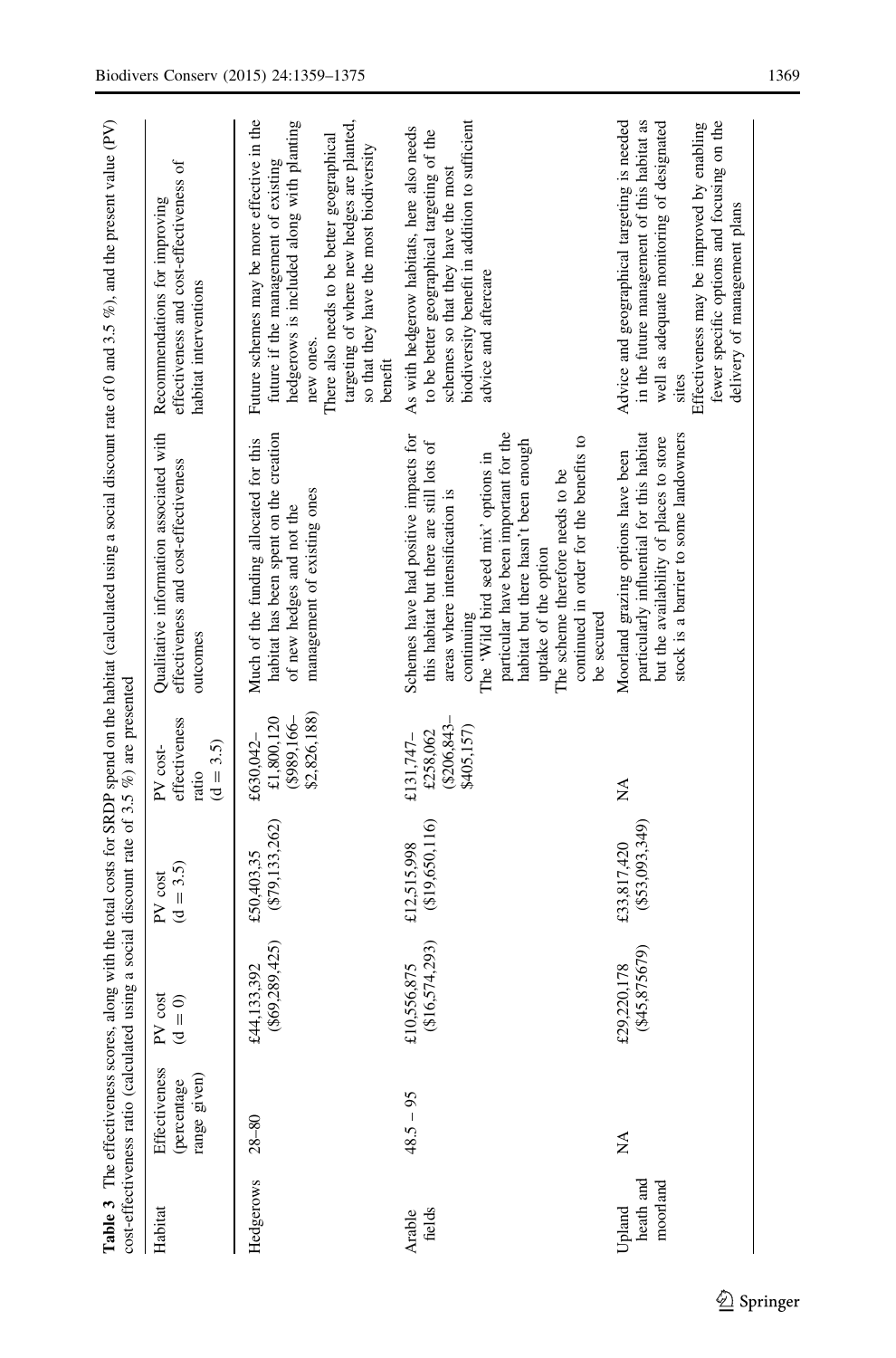**Table 3** The effectiveness scores, along with the total costs for SRDP spend on the habitat (calculated using a social discount rate of 0 and 3.5 %), and the present value (PV) cost-effectiveness ratio (calculated using a social discount rate of 3.5 %) are presented

| Habitat | Effectiveness (percentage range given) | PV cost (d = 0) | PV cost (d = 3.5) | PV cost-effectiveness ratio (d = 3.5) | Qualitative information associated with effectiveness and cost-effectiveness outcomes | Recommendations for improving effectiveness and cost-effectiveness of habitat interventions |
|---|---|---|---|---|---|---|
| Hedgerows | 28–80 | £44,133,392 ($69,289,425) | £50,403,35 ($79,133,262) | £630,042–£1,800,120 ($989,166–$2,826,188) | Much of the funding allocated for this habitat has been spent on the creation of new hedges and not the management of existing ones | Future schemes may be more effective in the future if the management of existing hedgerows is included along with planting new ones. There also needs to be better geographical targeting of where new hedges are planted, so that they have the most biodiversity benefit |
| Arable fields | 48.5 – 95 | £10,556,875 ($16,574,293) | £12,515,998 ($19,650,116) | £131,747–£258,062 ($206,843–$405,157) | Schemes have had positive impacts for this habitat but there are still lots of areas where intensification is continuing<br>The 'Wild bird seed mix' options in particular have been important for the habitat but there hasn't been enough uptake of the option<br>The scheme therefore needs to be continued in order for the benefits to be secured | As with hedgerow habitats, here also needs to be better geographical targeting of the schemes so that they have the most biodiversity benefit in addition to sufficient advice and aftercare |
| Upland heath and moorland | NA | £29,220,178 ($45,875679) | £33,817,420 ($53,093,349) | NA | Moorland grazing options have been particularly influential for this habitat but the availability of places to store stock is a barrier to some landowners | Advice and geographical targeting is needed in the future management of this habitat as well as adequate monitoring of designated sites<br>Effectiveness may be improved by enabling fewer specific options and focusing on the delivery of management plans |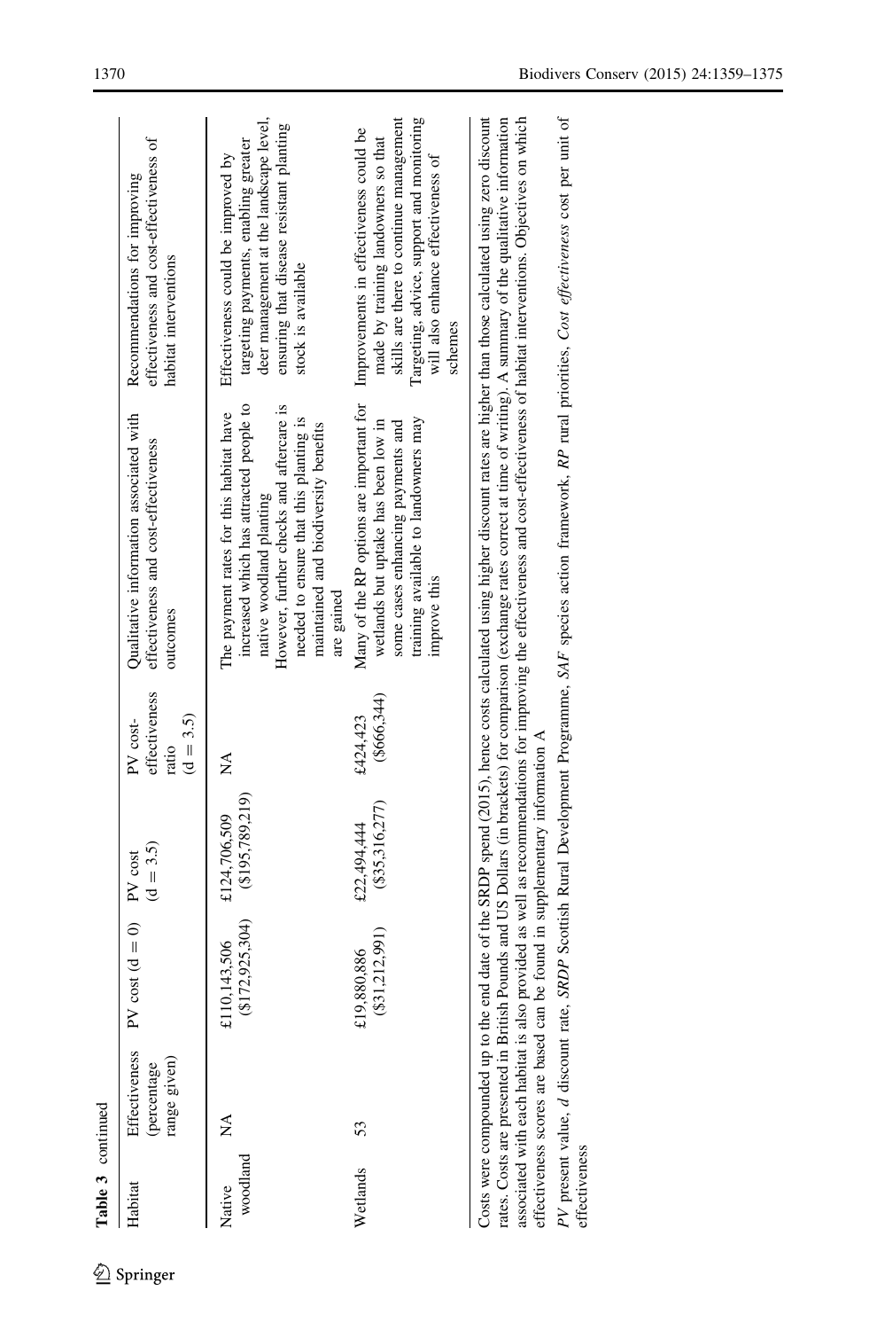**Table 3** continued

| Habitat | Effectiveness (percentage range given) | PV cost (d = 0) | PV cost (d = 3.5) | PV cost-effectiveness ratio (d = 3.5) | Qualitative information associated with effectiveness and cost-effectiveness outcomes | Recommendations for improving effectiveness and cost-effectiveness of habitat interventions |
|---|---|---|---|---|---|---|
| Native woodland | NA | £110,143,506 ($172,925,304) | £124,706,509 ($195,789,219) | NA | The payment rates for this habitat have increased which has attracted people to native woodland planting. However, further checks and aftercare is needed to ensure that this planting is maintained and biodiversity benefits are gained | Effectiveness could be improved by targeting payments, enabling greater deer management at the landscape level, ensuring that disease resistant planting stock is available |
| Wetlands | 53 | £19,880,886 ($31,212,991) | £22,494,444 ($35,316,277) | £424,423 ($666,344) | Many of the RP options are important for wetlands but uptake has been low in some cases enhancing payments and training available to landowners may improve this | Improvements in effectiveness could be made by training landowners so that skills are there to continue management. Targeting, advice, support and monitoring will also enhance effectiveness of schemes |

Costs were compounded up to the end date of the SRDP spend (2015), hence costs calculated using higher discount rates are higher than those calculated using zero discount rates. Costs are presented in British Pounds and US Dollars (in brackets) for comparison (exchange rates correct at time of writing). A summary of the qualitative information associated with each habitat is also provided as well as recommendations for improving the effectiveness and cost-effectiveness of habitat interventions. Objectives on which effectiveness scores are based can be found in supplementary information A

*PV* present value, *d* discount rate, *SRDP* Scottish Rural Development Programme, *SAF* species action framework, *RP* rural priorities, *Cost effectiveness* cost per unit of effectiveness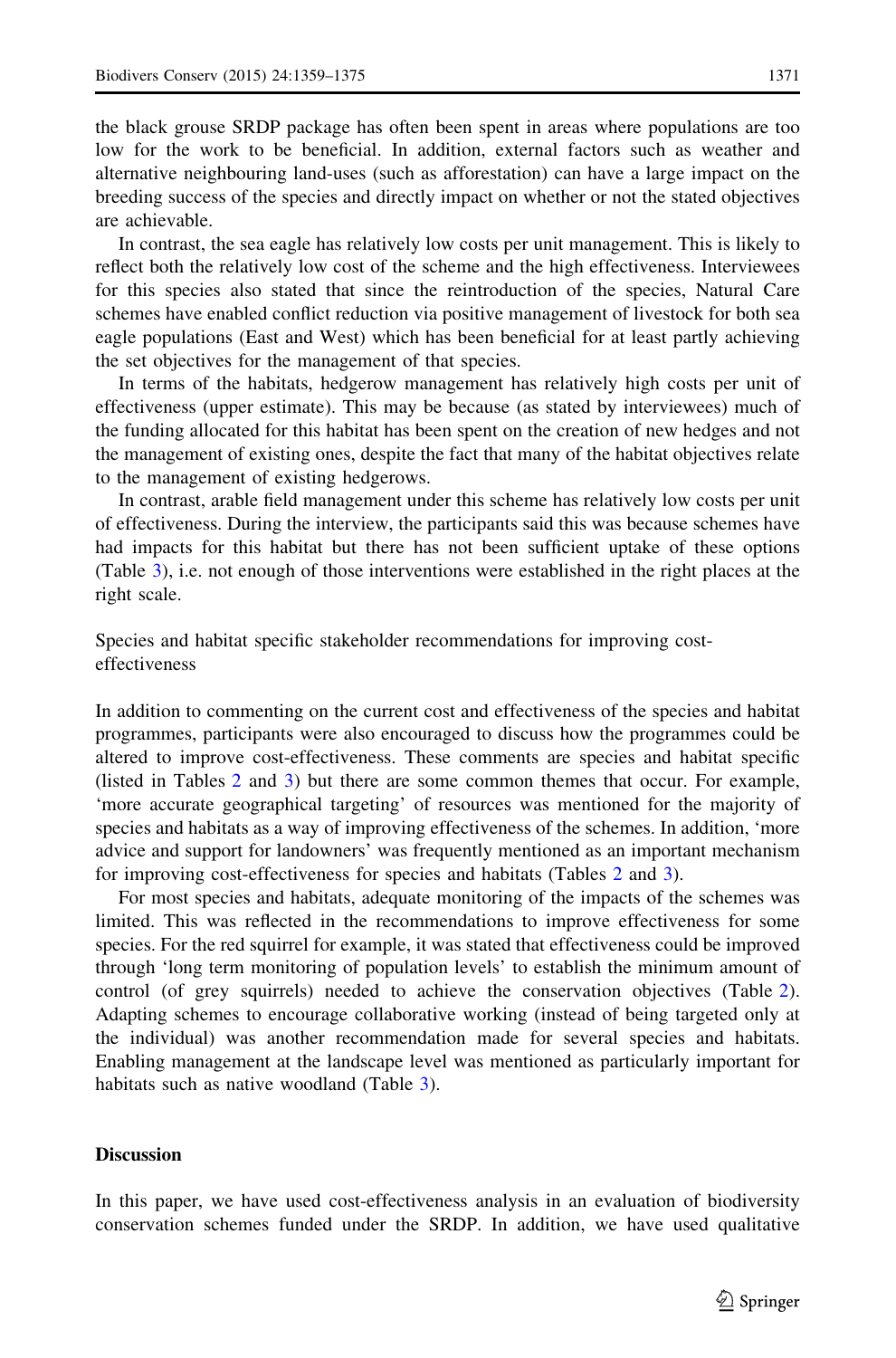the black grouse SRDP package has often been spent in areas where populations are too low for the work to be beneficial. In addition, external factors such as weather and alternative neighbouring land-uses (such as afforestation) can have a large impact on the breeding success of the species and directly impact on whether or not the stated objectives are achievable.

In contrast, the sea eagle has relatively low costs per unit management. This is likely to reflect both the relatively low cost of the scheme and the high effectiveness. Interviewees for this species also stated that since the reintroduction of the species, Natural Care schemes have enabled conflict reduction via positive management of livestock for both sea eagle populations (East and West) which has been beneficial for at least partly achieving the set objectives for the management of that species.

In terms of the habitats, hedgerow management has relatively high costs per unit of effectiveness (upper estimate). This may be because (as stated by interviewees) much of the funding allocated for this habitat has been spent on the creation of new hedges and not the management of existing ones, despite the fact that many of the habitat objectives relate to the management of existing hedgerows.

In contrast, arable field management under this scheme has relatively low costs per unit of effectiveness. During the interview, the participants said this was because schemes have had impacts for this habitat but there has not been sufficient uptake of these options (Table 3), i.e. not enough of those interventions were established in the right places at the right scale.

### Species and habitat specific stakeholder recommendations for improving cost-effectiveness

In addition to commenting on the current cost and effectiveness of the species and habitat programmes, participants were also encouraged to discuss how the programmes could be altered to improve cost-effectiveness. These comments are species and habitat specific (listed in Tables 2 and 3) but there are some common themes that occur. For example, 'more accurate geographical targeting' of resources was mentioned for the majority of species and habitats as a way of improving effectiveness of the schemes. In addition, 'more advice and support for landowners' was frequently mentioned as an important mechanism for improving cost-effectiveness for species and habitats (Tables 2 and 3).

For most species and habitats, adequate monitoring of the impacts of the schemes was limited. This was reflected in the recommendations to improve effectiveness for some species. For the red squirrel for example, it was stated that effectiveness could be improved through 'long term monitoring of population levels' to establish the minimum amount of control (of grey squirrels) needed to achieve the conservation objectives (Table 2). Adapting schemes to encourage collaborative working (instead of being targeted only at the individual) was another recommendation made for several species and habitats. Enabling management at the landscape level was mentioned as particularly important for habitats such as native woodland (Table 3).

## Discussion

In this paper, we have used cost-effectiveness analysis in an evaluation of biodiversity conservation schemes funded under the SRDP. In addition, we have used qualitative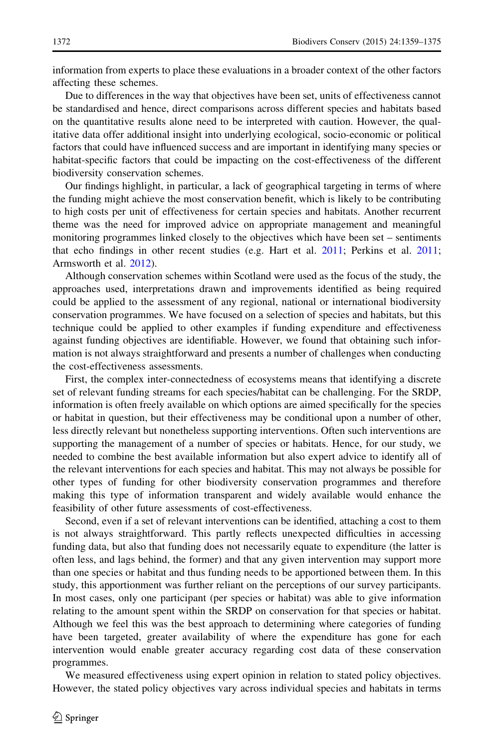information from experts to place these evaluations in a broader context of the other factors affecting these schemes.

Due to differences in the way that objectives have been set, units of effectiveness cannot be standardised and hence, direct comparisons across different species and habitats based on the quantitative results alone need to be interpreted with caution. However, the qualitative data offer additional insight into underlying ecological, socio-economic or political factors that could have influenced success and are important in identifying many species or habitat-specific factors that could be impacting on the cost-effectiveness of the different biodiversity conservation schemes.

Our findings highlight, in particular, a lack of geographical targeting in terms of where the funding might achieve the most conservation benefit, which is likely to be contributing to high costs per unit of effectiveness for certain species and habitats. Another recurrent theme was the need for improved advice on appropriate management and meaningful monitoring programmes linked closely to the objectives which have been set – sentiments that echo findings in other recent studies (e.g. Hart et al. 2011; Perkins et al. 2011; Armsworth et al. 2012).

Although conservation schemes within Scotland were used as the focus of the study, the approaches used, interpretations drawn and improvements identified as being required could be applied to the assessment of any regional, national or international biodiversity conservation programmes. We have focused on a selection of species and habitats, but this technique could be applied to other examples if funding expenditure and effectiveness against funding objectives are identifiable. However, we found that obtaining such information is not always straightforward and presents a number of challenges when conducting the cost-effectiveness assessments.

First, the complex inter-connectedness of ecosystems means that identifying a discrete set of relevant funding streams for each species/habitat can be challenging. For the SRDP, information is often freely available on which options are aimed specifically for the species or habitat in question, but their effectiveness may be conditional upon a number of other, less directly relevant but nonetheless supporting interventions. Often such interventions are supporting the management of a number of species or habitats. Hence, for our study, we needed to combine the best available information but also expert advice to identify all of the relevant interventions for each species and habitat. This may not always be possible for other types of funding for other biodiversity conservation programmes and therefore making this type of information transparent and widely available would enhance the feasibility of other future assessments of cost-effectiveness.

Second, even if a set of relevant interventions can be identified, attaching a cost to them is not always straightforward. This partly reflects unexpected difficulties in accessing funding data, but also that funding does not necessarily equate to expenditure (the latter is often less, and lags behind, the former) and that any given intervention may support more than one species or habitat and thus funding needs to be apportioned between them. In this study, this apportionment was further reliant on the perceptions of our survey participants. In most cases, only one participant (per species or habitat) was able to give information relating to the amount spent within the SRDP on conservation for that species or habitat. Although we feel this was the best approach to determining where categories of funding have been targeted, greater availability of where the expenditure has gone for each intervention would enable greater accuracy regarding cost data of these conservation programmes.

We measured effectiveness using expert opinion in relation to stated policy objectives. However, the stated policy objectives vary across individual species and habitats in terms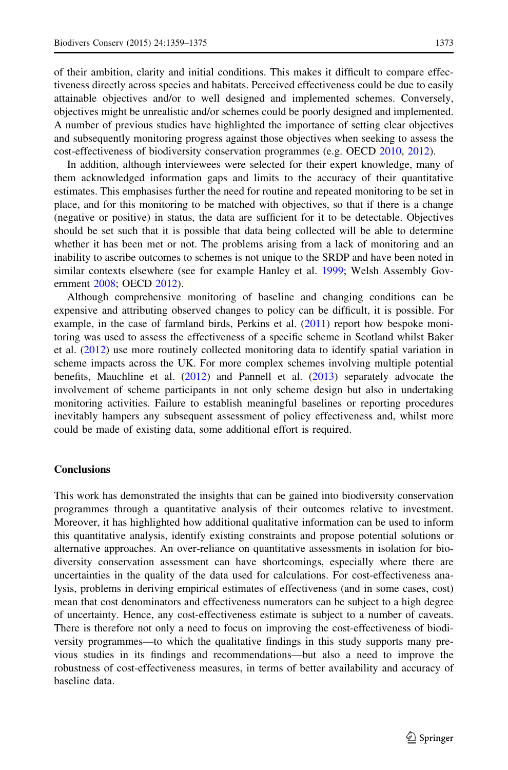of their ambition, clarity and initial conditions. This makes it difficult to compare effectiveness directly across species and habitats. Perceived effectiveness could be due to easily attainable objectives and/or to well designed and implemented schemes. Conversely, objectives might be unrealistic and/or schemes could be poorly designed and implemented. A number of previous studies have highlighted the importance of setting clear objectives and subsequently monitoring progress against those objectives when seeking to assess the cost-effectiveness of biodiversity conservation programmes (e.g. OECD 2010, 2012).

In addition, although interviewees were selected for their expert knowledge, many of them acknowledged information gaps and limits to the accuracy of their quantitative estimates. This emphasises further the need for routine and repeated monitoring to be set in place, and for this monitoring to be matched with objectives, so that if there is a change (negative or positive) in status, the data are sufficient for it to be detectable. Objectives should be set such that it is possible that data being collected will be able to determine whether it has been met or not. The problems arising from a lack of monitoring and an inability to ascribe outcomes to schemes is not unique to the SRDP and have been noted in similar contexts elsewhere (see for example Hanley et al. 1999; Welsh Assembly Government 2008; OECD 2012).

Although comprehensive monitoring of baseline and changing conditions can be expensive and attributing observed changes to policy can be difficult, it is possible. For example, in the case of farmland birds, Perkins et al. (2011) report how bespoke monitoring was used to assess the effectiveness of a specific scheme in Scotland whilst Baker et al. (2012) use more routinely collected monitoring data to identify spatial variation in scheme impacts across the UK. For more complex schemes involving multiple potential benefits, Mauchline et al. (2012) and Pannell et al. (2013) separately advocate the involvement of scheme participants in not only scheme design but also in undertaking monitoring activities. Failure to establish meaningful baselines or reporting procedures inevitably hampers any subsequent assessment of policy effectiveness and, whilst more could be made of existing data, some additional effort is required.

## Conclusions

This work has demonstrated the insights that can be gained into biodiversity conservation programmes through a quantitative analysis of their outcomes relative to investment. Moreover, it has highlighted how additional qualitative information can be used to inform this quantitative analysis, identify existing constraints and propose potential solutions or alternative approaches. An over-reliance on quantitative assessments in isolation for biodiversity conservation assessment can have shortcomings, especially where there are uncertainties in the quality of the data used for calculations. For cost-effectiveness analysis, problems in deriving empirical estimates of effectiveness (and in some cases, cost) mean that cost denominators and effectiveness numerators can be subject to a high degree of uncertainty. Hence, any cost-effectiveness estimate is subject to a number of caveats. There is therefore not only a need to focus on improving the cost-effectiveness of biodiversity programmes—to which the qualitative findings in this study supports many previous studies in its findings and recommendations—but also a need to improve the robustness of cost-effectiveness measures, in terms of better availability and accuracy of baseline data.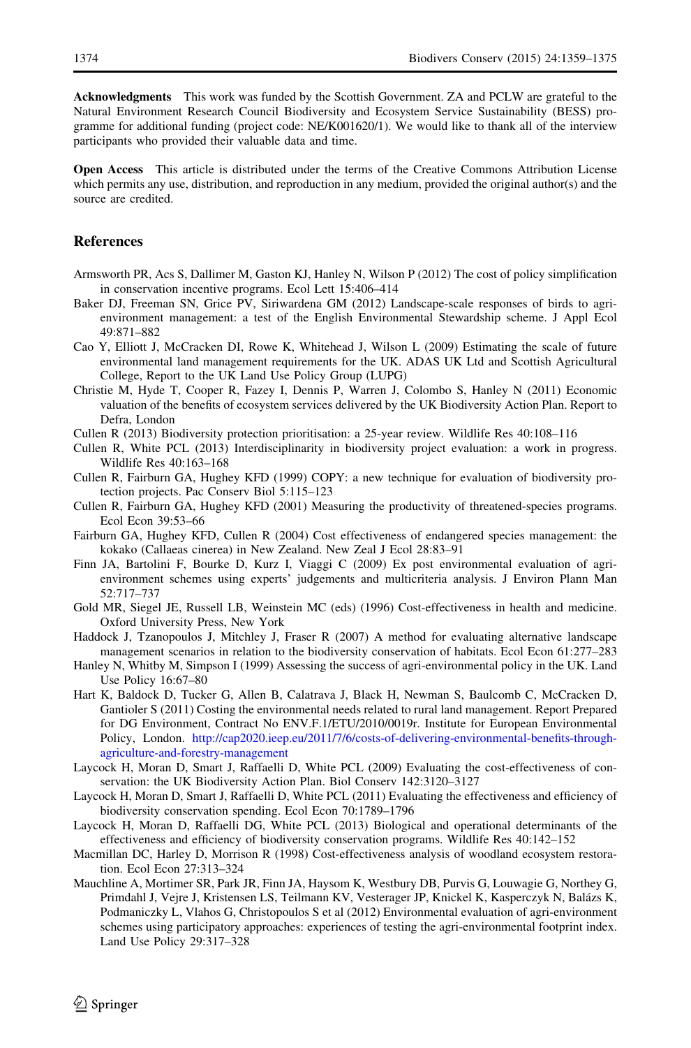**Acknowledgments** This work was funded by the Scottish Government. ZA and PCLW are grateful to the Natural Environment Research Council Biodiversity and Ecosystem Service Sustainability (BESS) programme for additional funding (project code: NE/K001620/1). We would like to thank all of the interview participants who provided their valuable data and time.

**Open Access** This article is distributed under the terms of the Creative Commons Attribution License which permits any use, distribution, and reproduction in any medium, provided the original author(s) and the source are credited.

## References

Armsworth PR, Acs S, Dallimer M, Gaston KJ, Hanley N, Wilson P (2012) The cost of policy simplification in conservation incentive programs. Ecol Lett 15:406–414

Baker DJ, Freeman SN, Grice PV, Siriwardena GM (2012) Landscape-scale responses of birds to agri-environment management: a test of the English Environmental Stewardship scheme. J Appl Ecol 49:871–882

Cao Y, Elliott J, McCracken DI, Rowe K, Whitehead J, Wilson L (2009) Estimating the scale of future environmental land management requirements for the UK. ADAS UK Ltd and Scottish Agricultural College, Report to the UK Land Use Policy Group (LUPG)

Christie M, Hyde T, Cooper R, Fazey I, Dennis P, Warren J, Colombo S, Hanley N (2011) Economic valuation of the benefits of ecosystem services delivered by the UK Biodiversity Action Plan. Report to Defra, London

Cullen R (2013) Biodiversity protection prioritisation: a 25-year review. Wildlife Res 40:108–116

Cullen R, White PCL (2013) Interdisciplinarity in biodiversity project evaluation: a work in progress. Wildlife Res 40:163–168

Cullen R, Fairburn GA, Hughey KFD (1999) COPY: a new technique for evaluation of biodiversity protection projects. Pac Conserv Biol 5:115–123

Cullen R, Fairburn GA, Hughey KFD (2001) Measuring the productivity of threatened-species programs. Ecol Econ 39:53–66

Fairburn GA, Hughey KFD, Cullen R (2004) Cost effectiveness of endangered species management: the kokako (Callaeas cinerea) in New Zealand. New Zeal J Ecol 28:83–91

Finn JA, Bartolini F, Bourke D, Kurz I, Viaggi C (2009) Ex post environmental evaluation of agri-environment schemes using experts' judgements and multicriteria analysis. J Environ Plann Man 52:717–737

Gold MR, Siegel JE, Russell LB, Weinstein MC (eds) (1996) Cost-effectiveness in health and medicine. Oxford University Press, New York

Haddock J, Tzanopoulos J, Mitchley J, Fraser R (2007) A method for evaluating alternative landscape management scenarios in relation to the biodiversity conservation of habitats. Ecol Econ 61:277–283

Hanley N, Whitby M, Simpson I (1999) Assessing the success of agri-environmental policy in the UK. Land Use Policy 16:67–80

Hart K, Baldock D, Tucker G, Allen B, Calatrava J, Black H, Newman S, Baulcomb C, McCracken D, Gantioler S (2011) Costing the environmental needs related to rural land management. Report Prepared for DG Environment, Contract No ENV.F.1/ETU/2010/0019r. Institute for European Environmental Policy, London. http://cap2020.ieep.eu/2011/7/6/costs-of-delivering-environmental-benefits-through-agriculture-and-forestry-management

Laycock H, Moran D, Smart J, Raffaelli D, White PCL (2009) Evaluating the cost-effectiveness of conservation: the UK Biodiversity Action Plan. Biol Conserv 142:3120–3127

Laycock H, Moran D, Smart J, Raffaelli D, White PCL (2011) Evaluating the effectiveness and efficiency of biodiversity conservation spending. Ecol Econ 70:1789–1796

Laycock H, Moran D, Raffaelli DG, White PCL (2013) Biological and operational determinants of the effectiveness and efficiency of biodiversity conservation programs. Wildlife Res 40:142–152

Macmillan DC, Harley D, Morrison R (1998) Cost-effectiveness analysis of woodland ecosystem restoration. Ecol Econ 27:313–324

Mauchline A, Mortimer SR, Park JR, Finn JA, Haysom K, Westbury DB, Purvis G, Louwagie G, Northey G, Primdahl J, Vejre J, Kristensen LS, Teilmann KV, Vesterager JP, Knickel K, Kasperczyk N, Balázs K, Podmaniczky L, Vlahos G, Christopoulos S et al (2012) Environmental evaluation of agri-environment schemes using participatory approaches: experiences of testing the agri-environmental footprint index. Land Use Policy 29:317–328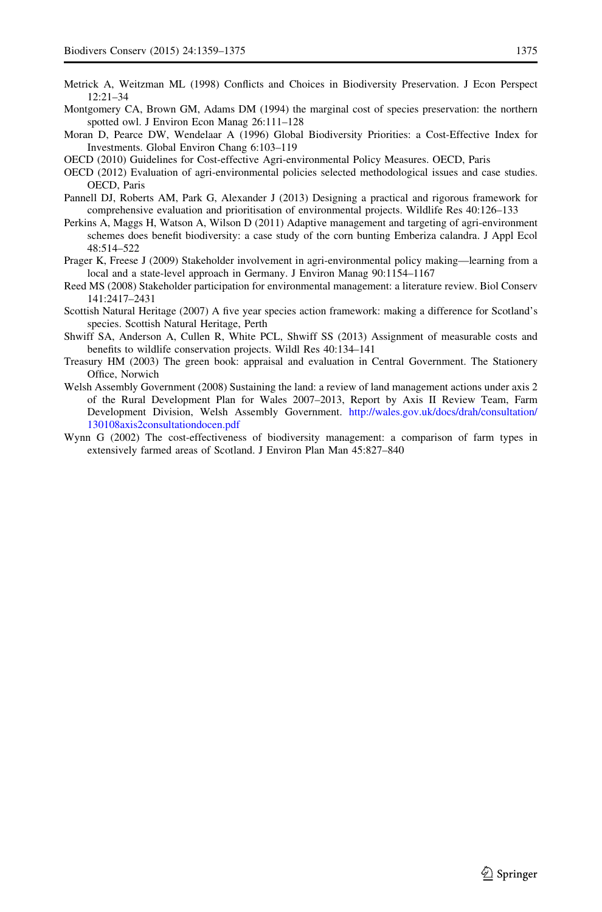Metrick A, Weitzman ML (1998) Conflicts and Choices in Biodiversity Preservation. J Econ Perspect 12:21–34

Montgomery CA, Brown GM, Adams DM (1994) the marginal cost of species preservation: the northern spotted owl. J Environ Econ Manag 26:111–128

Moran D, Pearce DW, Wendelaar A (1996) Global Biodiversity Priorities: a Cost-Effective Index for Investments. Global Environ Chang 6:103–119

OECD (2010) Guidelines for Cost-effective Agri-environmental Policy Measures. OECD, Paris

OECD (2012) Evaluation of agri-environmental policies selected methodological issues and case studies. OECD, Paris

Pannell DJ, Roberts AM, Park G, Alexander J (2013) Designing a practical and rigorous framework for comprehensive evaluation and prioritisation of environmental projects. Wildlife Res 40:126–133

Perkins A, Maggs H, Watson A, Wilson D (2011) Adaptive management and targeting of agri-environment schemes does benefit biodiversity: a case study of the corn bunting Emberiza calandra. J Appl Ecol 48:514–522

Prager K, Freese J (2009) Stakeholder involvement in agri-environmental policy making—learning from a local and a state-level approach in Germany. J Environ Manag 90:1154–1167

Reed MS (2008) Stakeholder participation for environmental management: a literature review. Biol Conserv 141:2417–2431

Scottish Natural Heritage (2007) A five year species action framework: making a difference for Scotland's species. Scottish Natural Heritage, Perth

Shwiff SA, Anderson A, Cullen R, White PCL, Shwiff SS (2013) Assignment of measurable costs and benefits to wildlife conservation projects. Wildl Res 40:134–141

Treasury HM (2003) The green book: appraisal and evaluation in Central Government. The Stationery Office, Norwich

Welsh Assembly Government (2008) Sustaining the land: a review of land management actions under axis 2 of the Rural Development Plan for Wales 2007–2013, Report by Axis II Review Team, Farm Development Division, Welsh Assembly Government. http://wales.gov.uk/docs/drah/consultation/130108axis2consultationdocen.pdf

Wynn G (2002) The cost-effectiveness of biodiversity management: a comparison of farm types in extensively farmed areas of Scotland. J Environ Plan Man 45:827–840